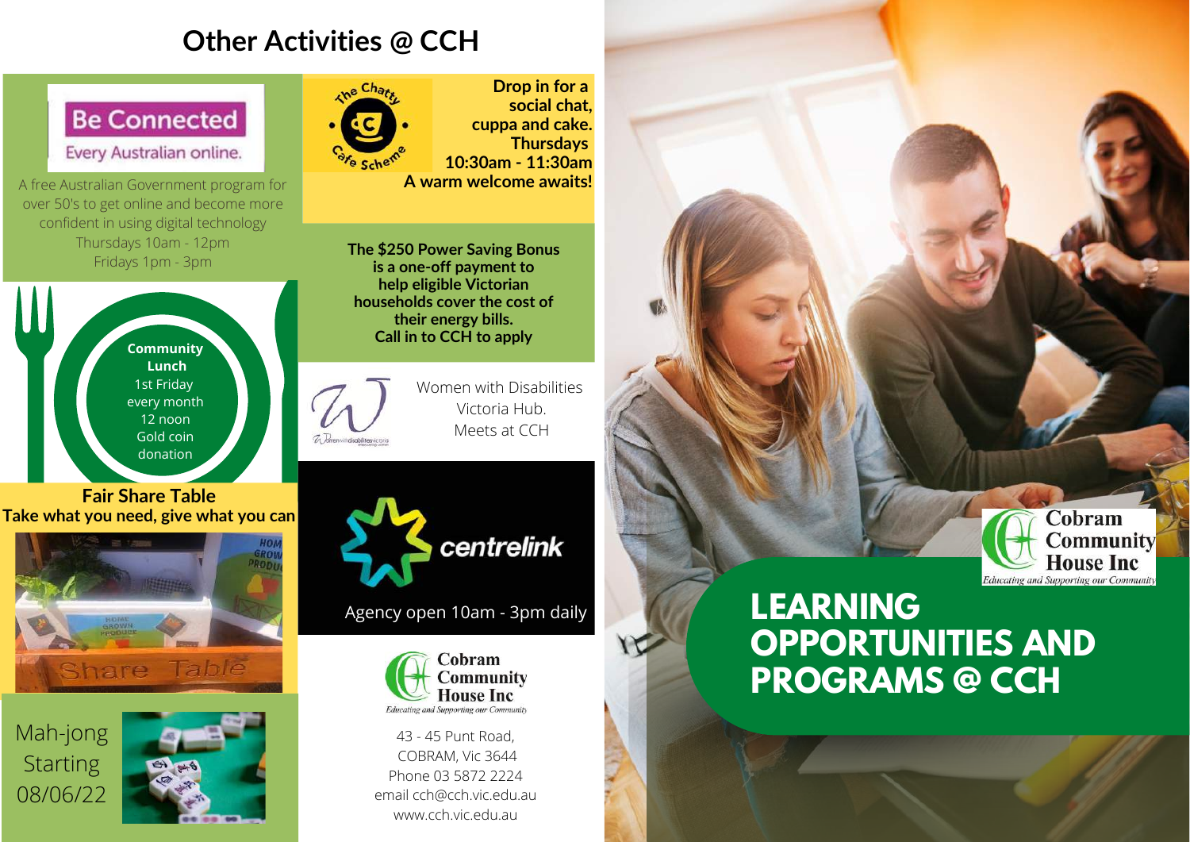# Other Activities @ CCH

**Be Connected**
Every Australian online.

A free Australian Government program for over 50's to get online and become more confident in using digital technology
Thursdays 10am - 12pm
Fridays 1pm - 3pm

**Community Lunch**
1st Friday every month
12 noon
Gold coin donation

**Fair Share Table**
**Take what you need, give what you can**

Mah-jong
Starting
08/06/22

The Chatty Cafe Scheme

**Drop in for a social chat, cuppa and cake.**
**Thursdays**
**10:30am - 11:30am**
**A warm welcome awaits!**

**The $250 Power Saving Bonus is a one-off payment to help eligible Victorian households cover the cost of their energy bills.**
**Call in to CCH to apply**

Women with Disabilities Victoria Hub.
Meets at CCH

centrelink
Agency open 10am - 3pm daily

Cobram Community House Inc
*Educating and Supporting our Community*

43 - 45 Punt Road,
COBRAM, Vic 3644
Phone 03 5872 2224
email cch@cch.vic.edu.au
www.cch.vic.edu.au

Cobram Community House Inc
*Educating and Supporting our Community*

# LEARNING OPPORTUNITIES AND PROGRAMS @ CCH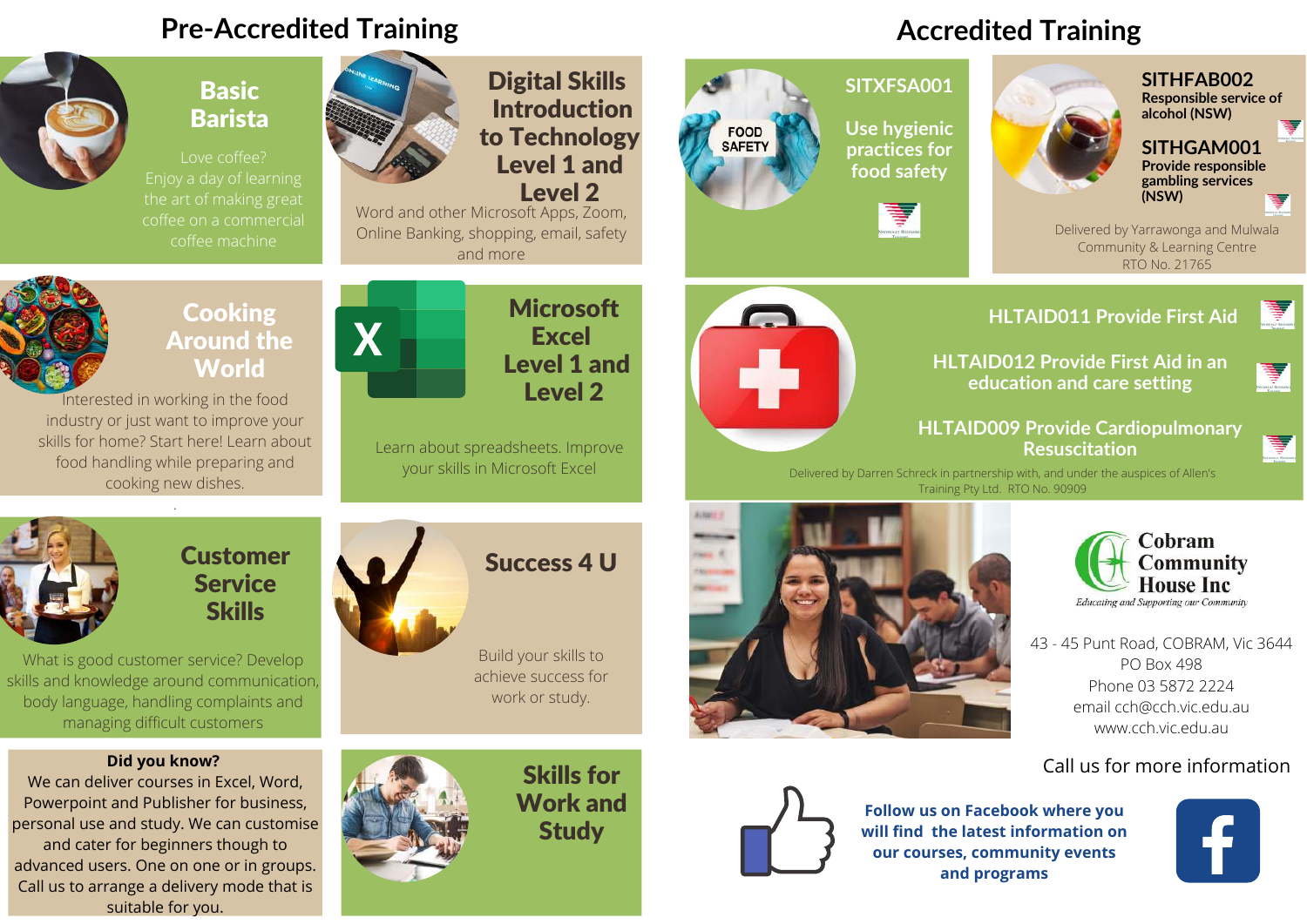# Pre-Accredited Training

## Basic Barista

Love coffee?
Enjoy a day of learning the art of making great coffee on a commercial coffee machine

## Digital Skills Introduction to Technology Level 1 and Level 2

Word and other Microsoft Apps, Zoom, Online Banking, shopping, email, safety and more

## Cooking Around the World

Interested in working in the food industry or just want to improve your skills for home? Start here! Learn about food handling while preparing and cooking new dishes.

## Microsoft Excel Level 1 and Level 2

Learn about spreadsheets. Improve your skills in Microsoft Excel

## Customer Service Skills

What is good customer service? Develop skills and knowledge around communication, body language, handling complaints and managing difficult customers

## Success 4 U

Build your skills to achieve success for work or study.

**Did you know?**
We can deliver courses in Excel, Word, Powerpoint and Publisher for business, personal use and study. We can customise and cater for beginners though to advanced users. One on one or in groups. Call us to arrange a delivery mode that is suitable for you.

## Skills for Work and Study

# Accredited Training

## SITXFSA001

Use hygienic practices for food safety

## SITHFAB002

**Responsible service of alcohol (NSW)**

## SITHGAM001

**Provide responsible gambling services (NSW)**

Delivered by Yarrawonga and Mulwala Community & Learning Centre
RTO No. 21765

## HLTAID011 Provide First Aid

## HLTAID012 Provide First Aid in an education and care setting

## HLTAID009 Provide Cardiopulmonary Resuscitation

Delivered by Darren Schreck in partnership with, and under the auspices of Allen's Training Pty Ltd. RTO No. 90909

**Cobram Community House Inc**
*Educating and Supporting our Community*

43 - 45 Punt Road, COBRAM, Vic 3644
PO Box 498
Phone 03 5872 2224
email cch@cch.vic.edu.au
www.cch.vic.edu.au

Call us for more information

**Follow us on Facebook where you will find the latest information on our courses, community events and programs**